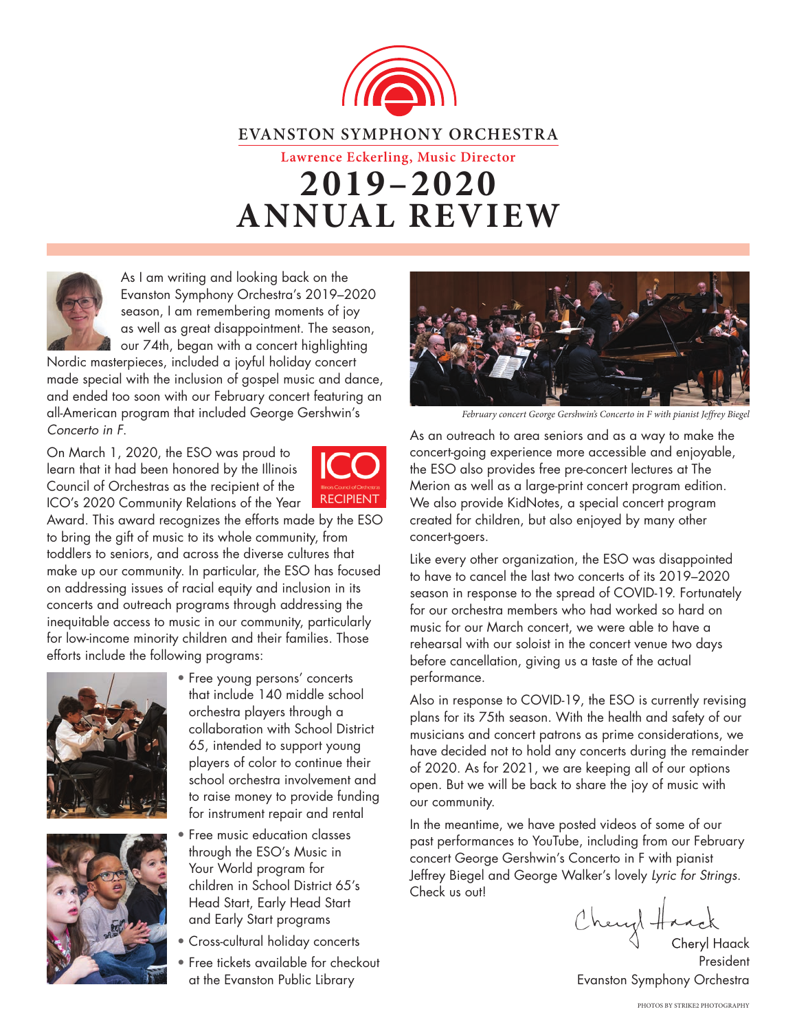# EVANSTON SYMPHONY ORCHESTRA

**Lawrence Eckerling, Music Director**

# 2019–2020 ANNUAL REVIEW

As I am writing and looking back on the Evanston Symphony Orchestra's 2019–2020 season, I am remembering moments of joy as well as great disappointment. The season, our 74th, began with a concert highlighting Nordic masterpieces, included a joyful holiday concert made special with the inclusion of gospel music and dance, and ended too soon with our February concert featuring an all-American program that included George Gershwin's *Concerto in F*.

On March 1, 2020, the ESO was proud to learn that it had been honored by the Illinois Council of Orchestras as the recipient of the ICO's 2020 Community Relations of the Year Award. This award recognizes the efforts made by the ESO to bring the gift of music to its whole community, from toddlers to seniors, and across the diverse cultures that make up our community. In particular, the ESO has focused on addressing issues of racial equity and inclusion in its concerts and outreach programs through addressing the inequitable access to music in our community, particularly for low-income minority children and their families. Those efforts include the following programs:

- Free young persons' concerts that include 140 middle school orchestra players through a collaboration with School District 65, intended to support young players of color to continue their school orchestra involvement and to raise money to provide funding for instrument repair and rental
- Free music education classes through the ESO's Music in Your World program for children in School District 65's Head Start, Early Head Start and Early Start programs
- Cross-cultural holiday concerts
- Free tickets available for checkout at the Evanston Public Library

*February concert George Gershwin's Concerto in F with pianist Jeffrey Biegel*

As an outreach to area seniors and as a way to make the concert-going experience more accessible and enjoyable, the ESO also provides free pre-concert lectures at The Merion as well as a large-print concert program edition. We also provide KidNotes, a special concert program created for children, but also enjoyed by many other concert-goers.

Like every other organization, the ESO was disappointed to have to cancel the last two concerts of its 2019–2020 season in response to the spread of COVID-19. Fortunately for our orchestra members who had worked so hard on music for our March concert, we were able to have a rehearsal with our soloist in the concert venue two days before cancellation, giving us a taste of the actual performance.

Also in response to COVID-19, the ESO is currently revising plans for its 75th season. With the health and safety of our musicians and concert patrons as prime considerations, we have decided not to hold any concerts during the remainder of 2020. As for 2021, we are keeping all of our options open. But we will be back to share the joy of music with our community.

In the meantime, we have posted videos of some of our past performances to YouTube, including from our February concert George Gershwin's Concerto in F with pianist Jeffrey Biegel and George Walker's lovely *Lyric for Strings*. Check us out!

Cheryl Haack
President
Evanston Symphony Orchestra

PHOTOS BY STRIKE2 PHOTOGRAPHY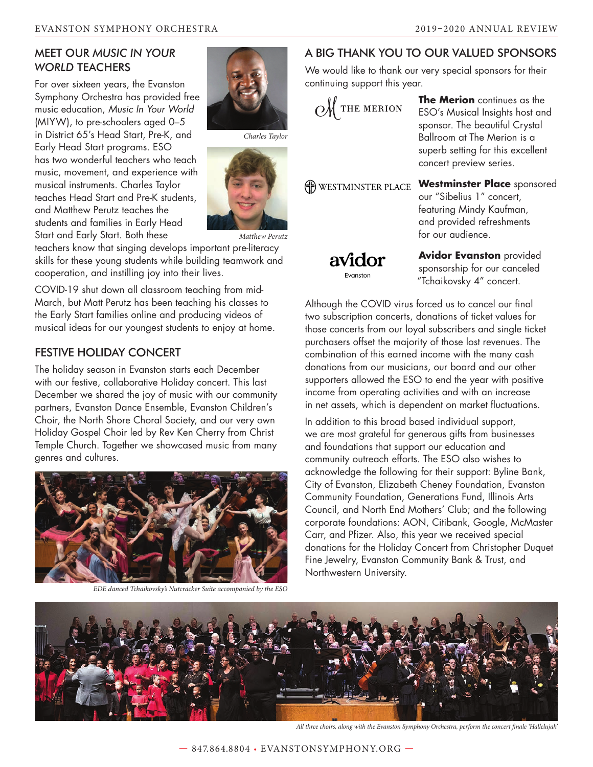## MEET OUR *MUSIC IN YOUR WORLD* TEACHERS

For over sixteen years, the Evanston Symphony Orchestra has provided free music education, *Music In Your World* (MIYW), to pre-schoolers aged 0–5 in District 65's Head Start, Pre-K, and Early Head Start programs. ESO has two wonderful teachers who teach music, movement, and experience with musical instruments. Charles Taylor teaches Head Start and Pre-K students, and Matthew Perutz teaches the students and families in Early Head Start and Early Start. Both these teachers know that singing develops important pre-literacy skills for these young students while building teamwork and cooperation, and instilling joy into their lives.

*Charles Taylor*

*Matthew Perutz*

COVID-19 shut down all classroom teaching from mid-March, but Matt Perutz has been teaching his classes to the Early Start families online and producing videos of musical ideas for our youngest students to enjoy at home.

## FESTIVE HOLIDAY CONCERT

The holiday season in Evanston starts each December with our festive, collaborative Holiday concert. This last December we shared the joy of music with our community partners, Evanston Dance Ensemble, Evanston Children's Choir, the North Shore Choral Society, and our very own Holiday Gospel Choir led by Rev Ken Cherry from Christ Temple Church. Together we showcased music from many genres and cultures.

*EDE danced Tchaikovsky's Nutcracker Suite accompanied by the ESO*

## A BIG THANK YOU TO OUR VALUED SPONSORS

We would like to thank our very special sponsors for their continuing support this year.

THE MERION

**The Merion** continues as the ESO's Musical Insights host and sponsor. The beautiful Crystal Ballroom at The Merion is a superb setting for this excellent concert preview series.

WESTMINSTER PLACE

**Westminster Place** sponsored our "Sibelius 1" concert, featuring Mindy Kaufman, and provided refreshments for our audience.

avidor Evanston

**Avidor Evanston** provided sponsorship for our canceled "Tchaikovsky 4" concert.

Although the COVID virus forced us to cancel our final two subscription concerts, donations of ticket values for those concerts from our loyal subscribers and single ticket purchasers offset the majority of those lost revenues. The combination of this earned income with the many cash donations from our musicians, our board and our other supporters allowed the ESO to end the year with positive income from operating activities and with an increase in net assets, which is dependent on market fluctuations.

In addition to this broad based individual support, we are most grateful for generous gifts from businesses and foundations that support our education and community outreach efforts. The ESO also wishes to acknowledge the following for their support: Byline Bank, City of Evanston, Elizabeth Cheney Foundation, Evanston Community Foundation, Generations Fund, Illinois Arts Council, and North End Mothers' Club; and the following corporate foundations: AON, Citibank, Google, McMaster Carr, and Pfizer. Also, this year we received special donations for the Holiday Concert from Christopher Duquet Fine Jewelry, Evanston Community Bank & Trust, and Northwestern University.

*All three choirs, along with the Evanston Symphony Orchestra, perform the concert finale 'Hallelujah'*